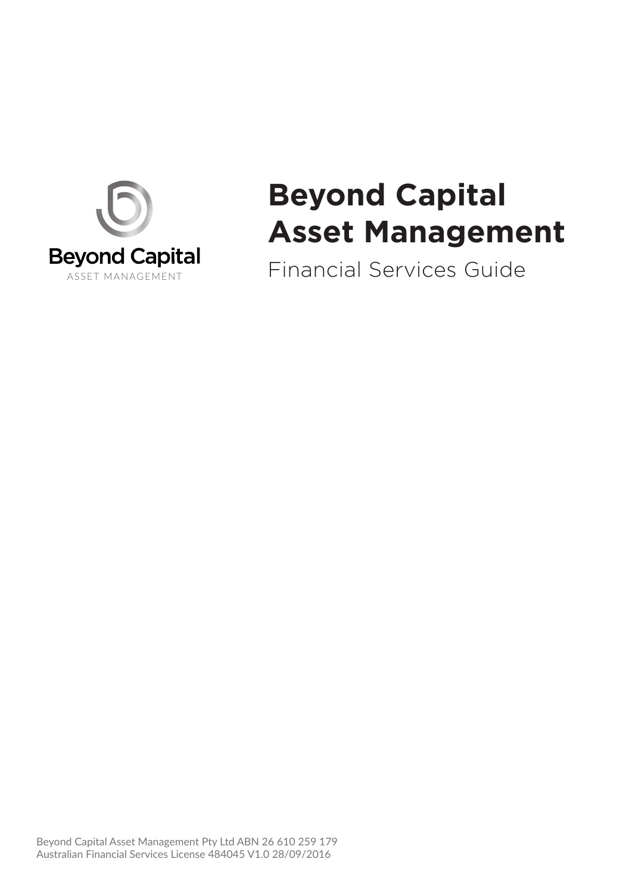Beyond Capital

ASSET MANAGEMENT

# Beyond Capital Asset Management

Financial Services Guide

Beyond Capital Asset Management Pty Ltd ABN 26 610 259 179
Australian Financial Services License 484045 V1.0 28/09/2016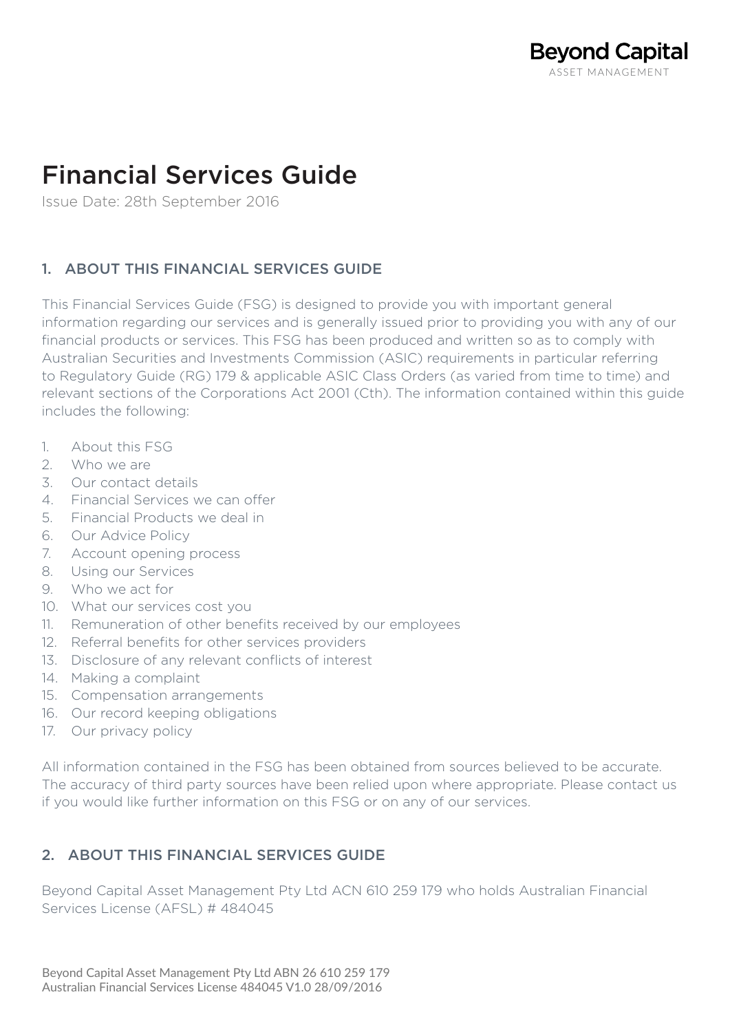# Financial Services Guide

Issue Date: 28th September 2016

## 1. ABOUT THIS FINANCIAL SERVICES GUIDE

This Financial Services Guide (FSG) is designed to provide you with important general information regarding our services and is generally issued prior to providing you with any of our financial products or services. This FSG has been produced and written so as to comply with Australian Securities and Investments Commission (ASIC) requirements in particular referring to Regulatory Guide (RG) 179 & applicable ASIC Class Orders (as varied from time to time) and relevant sections of the Corporations Act 2001 (Cth). The information contained within this guide includes the following:

1. About this FSG
2. Who we are
3. Our contact details
4. Financial Services we can offer
5. Financial Products we deal in
6. Our Advice Policy
7. Account opening process
8. Using our Services
9. Who we act for
10. What our services cost you
11. Remuneration of other benefits received by our employees
12. Referral benefits for other services providers
13. Disclosure of any relevant conflicts of interest
14. Making a complaint
15. Compensation arrangements
16. Our record keeping obligations
17. Our privacy policy

All information contained in the FSG has been obtained from sources believed to be accurate. The accuracy of third party sources have been relied upon where appropriate. Please contact us if you would like further information on this FSG or on any of our services.

## 2. ABOUT THIS FINANCIAL SERVICES GUIDE

Beyond Capital Asset Management Pty Ltd ACN 610 259 179 who holds Australian Financial Services License (AFSL) # 484045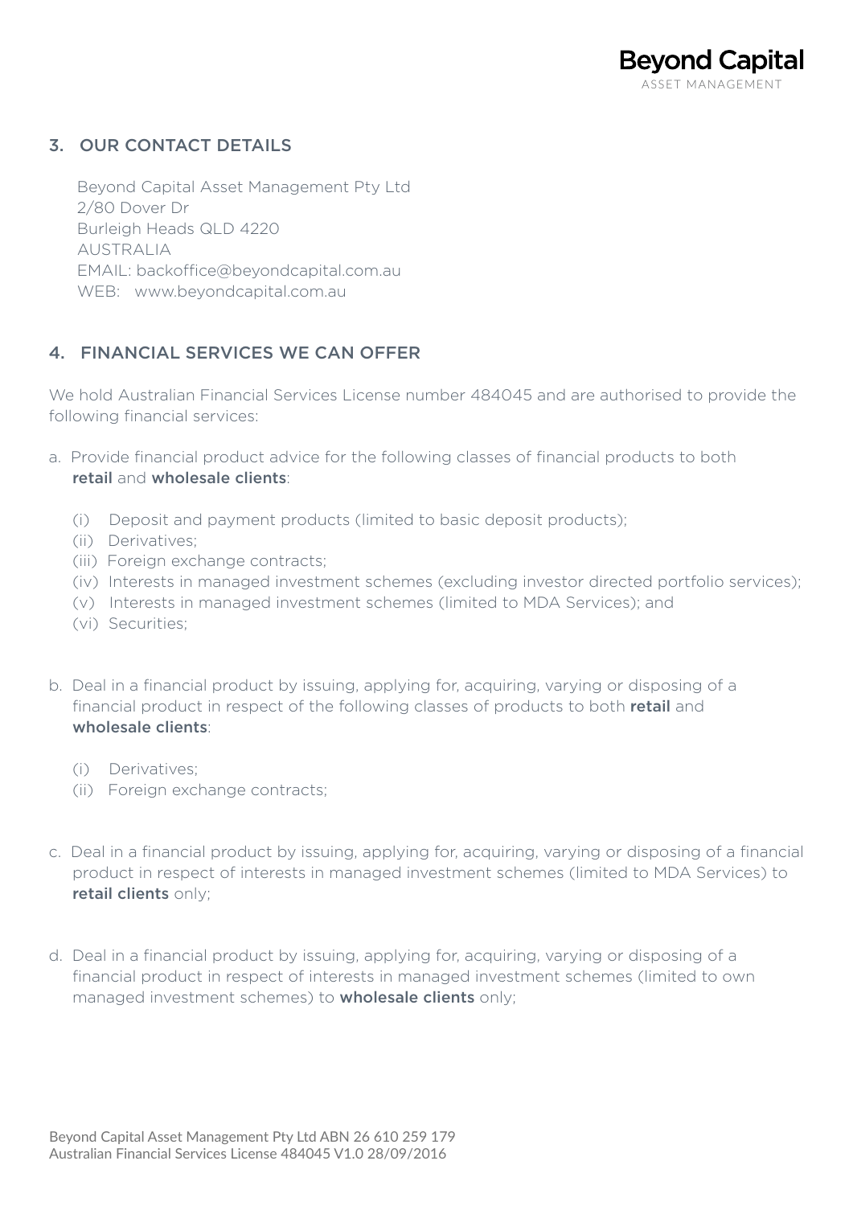## 3. OUR CONTACT DETAILS

Beyond Capital Asset Management Pty Ltd
2/80 Dover Dr
Burleigh Heads QLD 4220
AUSTRALIA
EMAIL: backoffice@beyondcapital.com.au
WEB: www.beyondcapital.com.au

## 4. FINANCIAL SERVICES WE CAN OFFER

We hold Australian Financial Services License number 484045 and are authorised to provide the following financial services:

a. Provide financial product advice for the following classes of financial products to both **retail** and **wholesale clients**:

   (i) Deposit and payment products (limited to basic deposit products);
   (ii) Derivatives;
   (iii) Foreign exchange contracts;
   (iv) Interests in managed investment schemes (excluding investor directed portfolio services);
   (v) Interests in managed investment schemes (limited to MDA Services); and
   (vi) Securities;

b. Deal in a financial product by issuing, applying for, acquiring, varying or disposing of a financial product in respect of the following classes of products to both **retail** and **wholesale clients**:

   (i) Derivatives;
   (ii) Foreign exchange contracts;

c. Deal in a financial product by issuing, applying for, acquiring, varying or disposing of a financial product in respect of interests in managed investment schemes (limited to MDA Services) to **retail clients** only;

d. Deal in a financial product by issuing, applying for, acquiring, varying or disposing of a financial product in respect of interests in managed investment schemes (limited to own managed investment schemes) to **wholesale clients** only;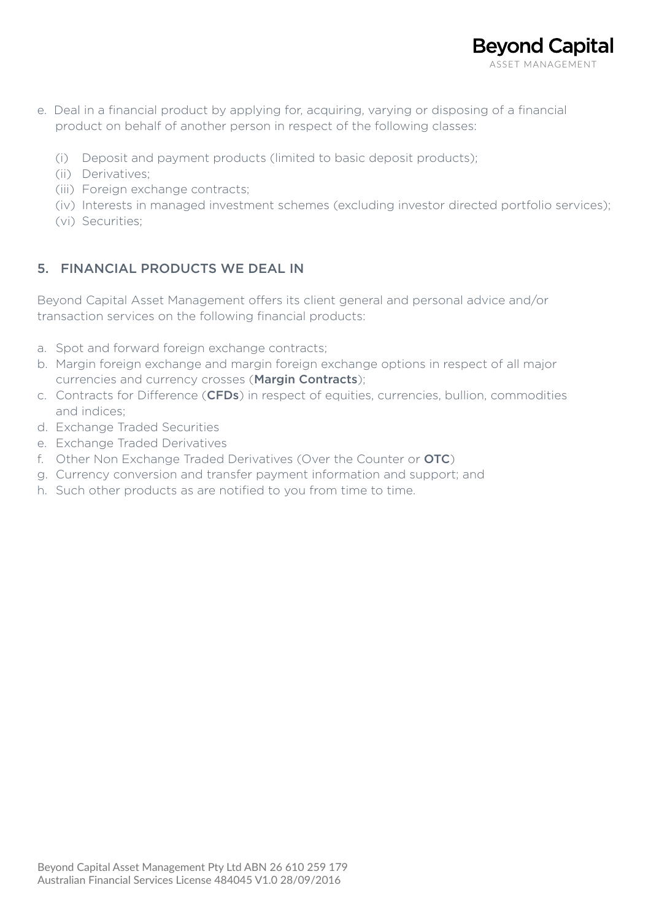e. Deal in a financial product by applying for, acquiring, varying or disposing of a financial product on behalf of another person in respect of the following classes:

   (i) Deposit and payment products (limited to basic deposit products);
   (ii) Derivatives;
   (iii) Foreign exchange contracts;
   (iv) Interests in managed investment schemes (excluding investor directed portfolio services);
   (vi) Securities;

## 5. FINANCIAL PRODUCTS WE DEAL IN

Beyond Capital Asset Management offers its client general and personal advice and/or transaction services on the following financial products:

a. Spot and forward foreign exchange contracts;
b. Margin foreign exchange and margin foreign exchange options in respect of all major currencies and currency crosses (**Margin Contracts**);
c. Contracts for Difference (**CFDs**) in respect of equities, currencies, bullion, commodities and indices;
d. Exchange Traded Securities
e. Exchange Traded Derivatives
f. Other Non Exchange Traded Derivatives (Over the Counter or **OTC**)
g. Currency conversion and transfer payment information and support; and
h. Such other products as are notified to you from time to time.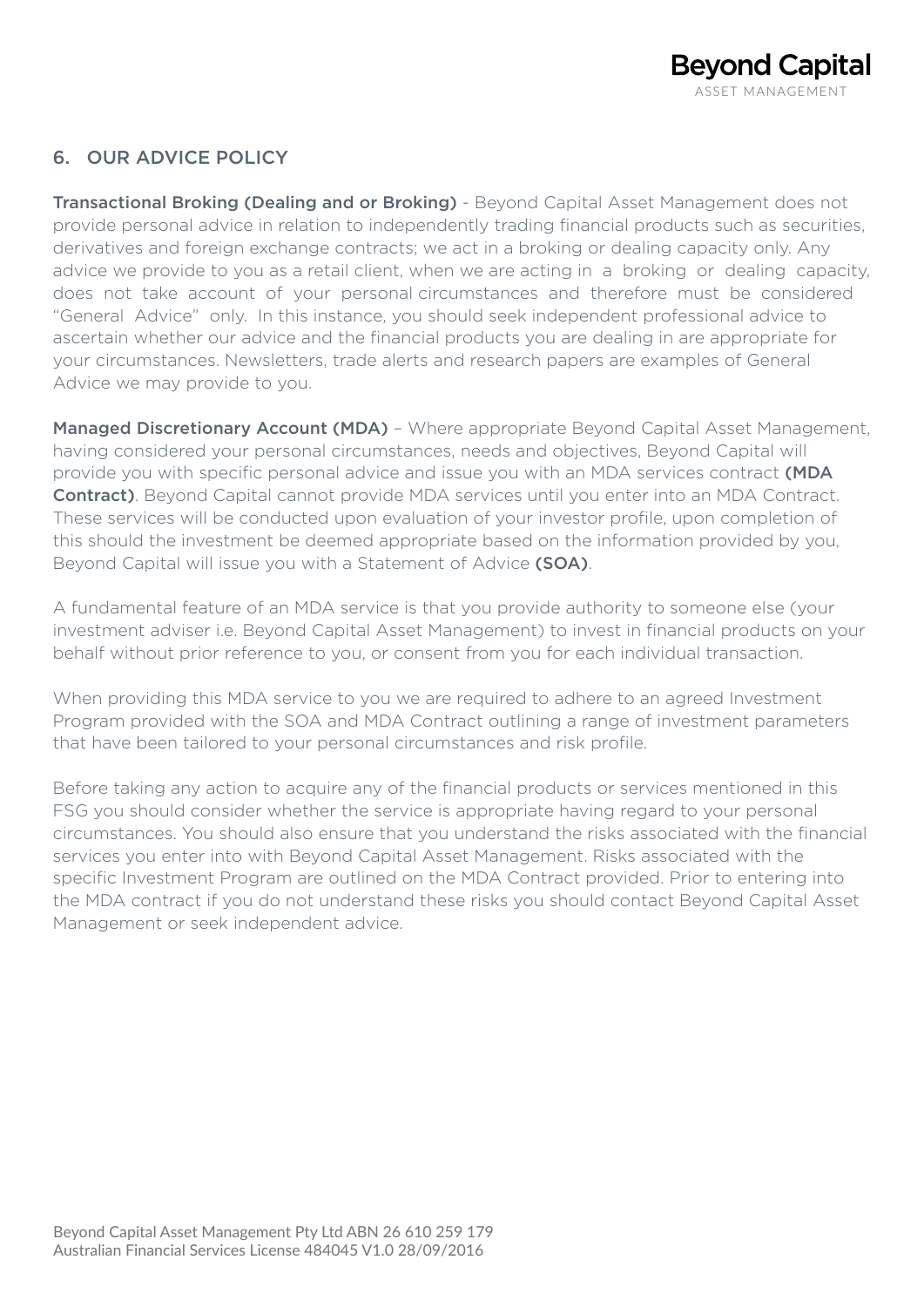## 6. OUR ADVICE POLICY

**Transactional Broking (Dealing and or Broking)** - Beyond Capital Asset Management does not provide personal advice in relation to independently trading financial products such as securities, derivatives and foreign exchange contracts; we act in a broking or dealing capacity only. Any advice we provide to you as a retail client, when we are acting in a broking or dealing capacity, does not take account of your personal circumstances and therefore must be considered "General Advice" only. In this instance, you should seek independent professional advice to ascertain whether our advice and the financial products you are dealing in are appropriate for your circumstances. Newsletters, trade alerts and research papers are examples of General Advice we may provide to you.

**Managed Discretionary Account (MDA)** – Where appropriate Beyond Capital Asset Management, having considered your personal circumstances, needs and objectives, Beyond Capital will provide you with specific personal advice and issue you with an MDA services contract **(MDA Contract)**. Beyond Capital cannot provide MDA services until you enter into an MDA Contract. These services will be conducted upon evaluation of your investor profile, upon completion of this should the investment be deemed appropriate based on the information provided by you, Beyond Capital will issue you with a Statement of Advice **(SOA)**.

A fundamental feature of an MDA service is that you provide authority to someone else (your investment adviser i.e. Beyond Capital Asset Management) to invest in financial products on your behalf without prior reference to you, or consent from you for each individual transaction.

When providing this MDA service to you we are required to adhere to an agreed Investment Program provided with the SOA and MDA Contract outlining a range of investment parameters that have been tailored to your personal circumstances and risk profile.

Before taking any action to acquire any of the financial products or services mentioned in this FSG you should consider whether the service is appropriate having regard to your personal circumstances. You should also ensure that you understand the risks associated with the financial services you enter into with Beyond Capital Asset Management. Risks associated with the specific Investment Program are outlined on the MDA Contract provided. Prior to entering into the MDA contract if you do not understand these risks you should contact Beyond Capital Asset Management or seek independent advice.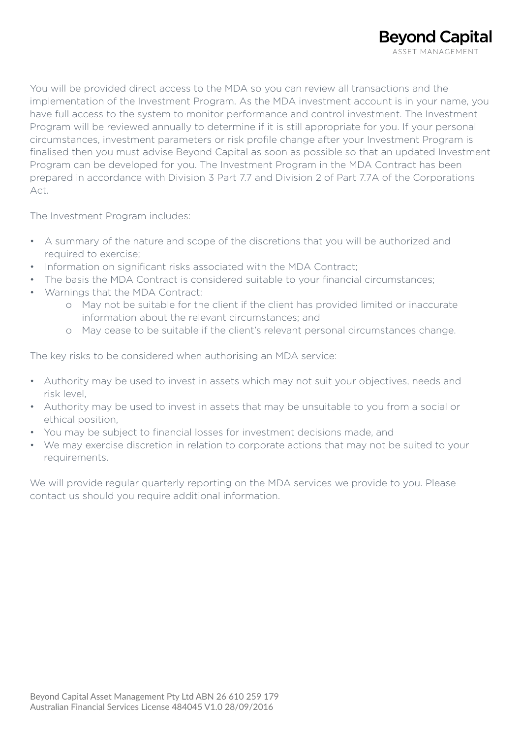You will be provided direct access to the MDA so you can review all transactions and the implementation of the Investment Program. As the MDA investment account is in your name, you have full access to the system to monitor performance and control investment. The Investment Program will be reviewed annually to determine if it is still appropriate for you. If your personal circumstances, investment parameters or risk profile change after your Investment Program is finalised then you must advise Beyond Capital as soon as possible so that an updated Investment Program can be developed for you. The Investment Program in the MDA Contract has been prepared in accordance with Division 3 Part 7.7 and Division 2 of Part 7.7A of the Corporations Act.

The Investment Program includes:

- A summary of the nature and scope of the discretions that you will be authorized and required to exercise;
- Information on significant risks associated with the MDA Contract;
- The basis the MDA Contract is considered suitable to your financial circumstances;
- Warnings that the MDA Contract:
  - May not be suitable for the client if the client has provided limited or inaccurate information about the relevant circumstances; and
  - May cease to be suitable if the client's relevant personal circumstances change.

The key risks to be considered when authorising an MDA service:

- Authority may be used to invest in assets which may not suit your objectives, needs and risk level,
- Authority may be used to invest in assets that may be unsuitable to you from a social or ethical position,
- You may be subject to financial losses for investment decisions made, and
- We may exercise discretion in relation to corporate actions that may not be suited to your requirements.

We will provide regular quarterly reporting on the MDA services we provide to you. Please contact us should you require additional information.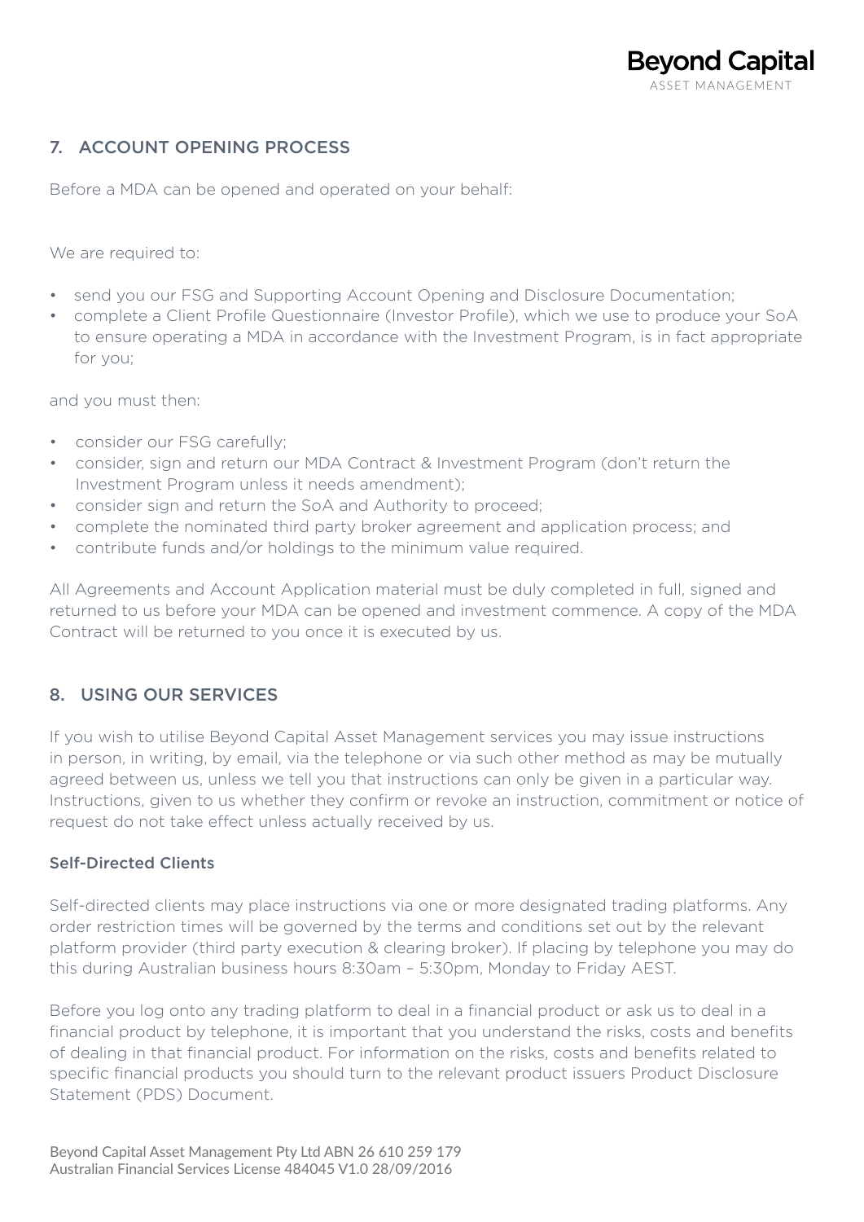## 7. ACCOUNT OPENING PROCESS

Before a MDA can be opened and operated on your behalf:

We are required to:

- send you our FSG and Supporting Account Opening and Disclosure Documentation;
- complete a Client Profile Questionnaire (Investor Profile), which we use to produce your SoA to ensure operating a MDA in accordance with the Investment Program, is in fact appropriate for you;

and you must then:

- consider our FSG carefully;
- consider, sign and return our MDA Contract & Investment Program (don't return the Investment Program unless it needs amendment);
- consider sign and return the SoA and Authority to proceed;
- complete the nominated third party broker agreement and application process; and
- contribute funds and/or holdings to the minimum value required.

All Agreements and Account Application material must be duly completed in full, signed and returned to us before your MDA can be opened and investment commence. A copy of the MDA Contract will be returned to you once it is executed by us.

## 8. USING OUR SERVICES

If you wish to utilise Beyond Capital Asset Management services you may issue instructions in person, in writing, by email, via the telephone or via such other method as may be mutually agreed between us, unless we tell you that instructions can only be given in a particular way. Instructions, given to us whether they confirm or revoke an instruction, commitment or notice of request do not take effect unless actually received by us.

### Self-Directed Clients

Self-directed clients may place instructions via one or more designated trading platforms. Any order restriction times will be governed by the terms and conditions set out by the relevant platform provider (third party execution & clearing broker). If placing by telephone you may do this during Australian business hours 8:30am – 5:30pm, Monday to Friday AEST.

Before you log onto any trading platform to deal in a financial product or ask us to deal in a financial product by telephone, it is important that you understand the risks, costs and benefits of dealing in that financial product. For information on the risks, costs and benefits related to specific financial products you should turn to the relevant product issuers Product Disclosure Statement (PDS) Document.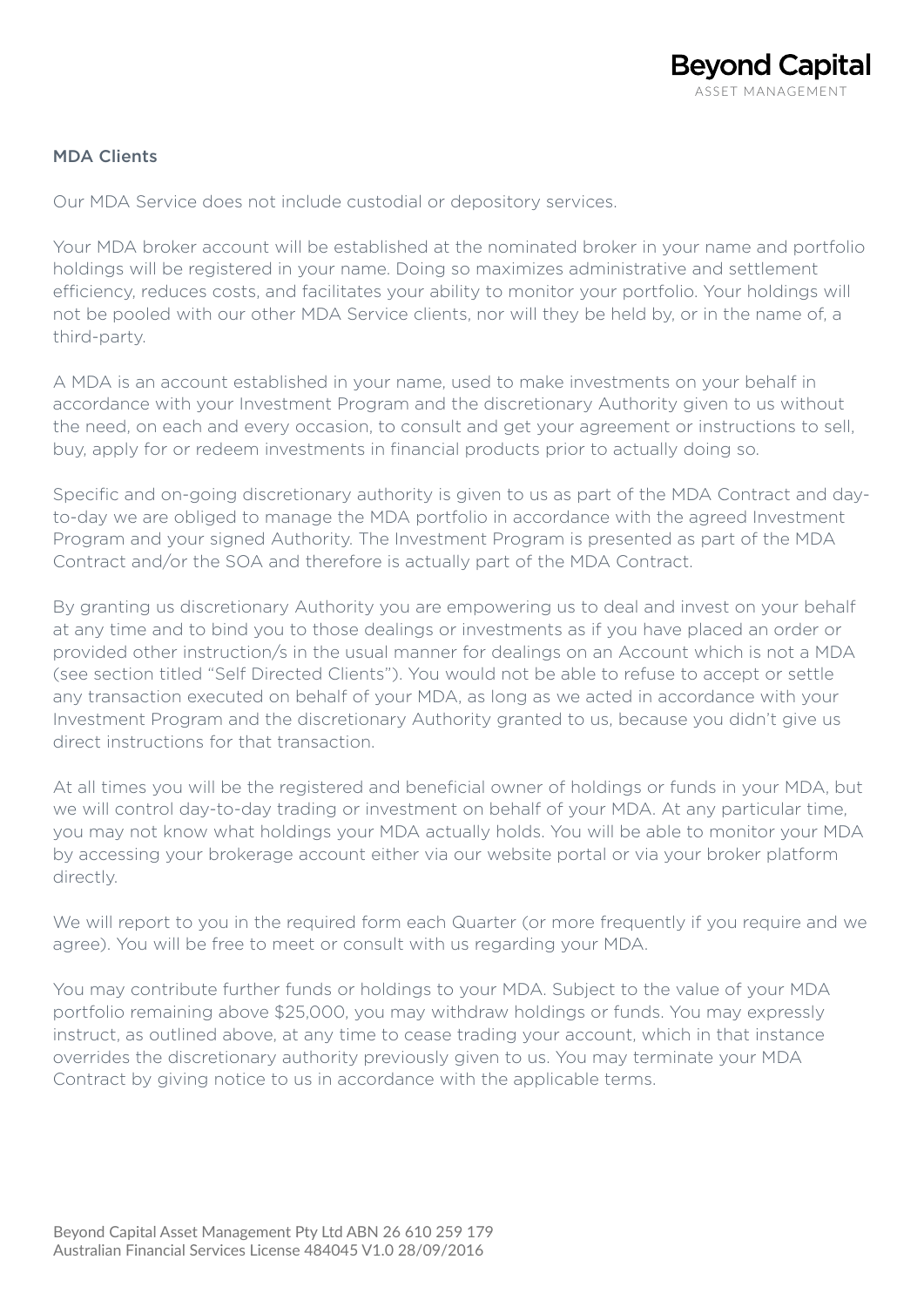### MDA Clients

Our MDA Service does not include custodial or depository services.

Your MDA broker account will be established at the nominated broker in your name and portfolio holdings will be registered in your name. Doing so maximizes administrative and settlement efficiency, reduces costs, and facilitates your ability to monitor your portfolio. Your holdings will not be pooled with our other MDA Service clients, nor will they be held by, or in the name of, a third-party.

A MDA is an account established in your name, used to make investments on your behalf in accordance with your Investment Program and the discretionary Authority given to us without the need, on each and every occasion, to consult and get your agreement or instructions to sell, buy, apply for or redeem investments in financial products prior to actually doing so.

Specific and on-going discretionary authority is given to us as part of the MDA Contract and day-to-day we are obliged to manage the MDA portfolio in accordance with the agreed Investment Program and your signed Authority. The Investment Program is presented as part of the MDA Contract and/or the SOA and therefore is actually part of the MDA Contract.

By granting us discretionary Authority you are empowering us to deal and invest on your behalf at any time and to bind you to those dealings or investments as if you have placed an order or provided other instruction/s in the usual manner for dealings on an Account which is not a MDA (see section titled "Self Directed Clients"). You would not be able to refuse to accept or settle any transaction executed on behalf of your MDA, as long as we acted in accordance with your Investment Program and the discretionary Authority granted to us, because you didn't give us direct instructions for that transaction.

At all times you will be the registered and beneficial owner of holdings or funds in your MDA, but we will control day-to-day trading or investment on behalf of your MDA. At any particular time, you may not know what holdings your MDA actually holds. You will be able to monitor your MDA by accessing your brokerage account either via our website portal or via your broker platform directly.

We will report to you in the required form each Quarter (or more frequently if you require and we agree). You will be free to meet or consult with us regarding your MDA.

You may contribute further funds or holdings to your MDA. Subject to the value of your MDA portfolio remaining above $25,000, you may withdraw holdings or funds. You may expressly instruct, as outlined above, at any time to cease trading your account, which in that instance overrides the discretionary authority previously given to us. You may terminate your MDA Contract by giving notice to us in accordance with the applicable terms.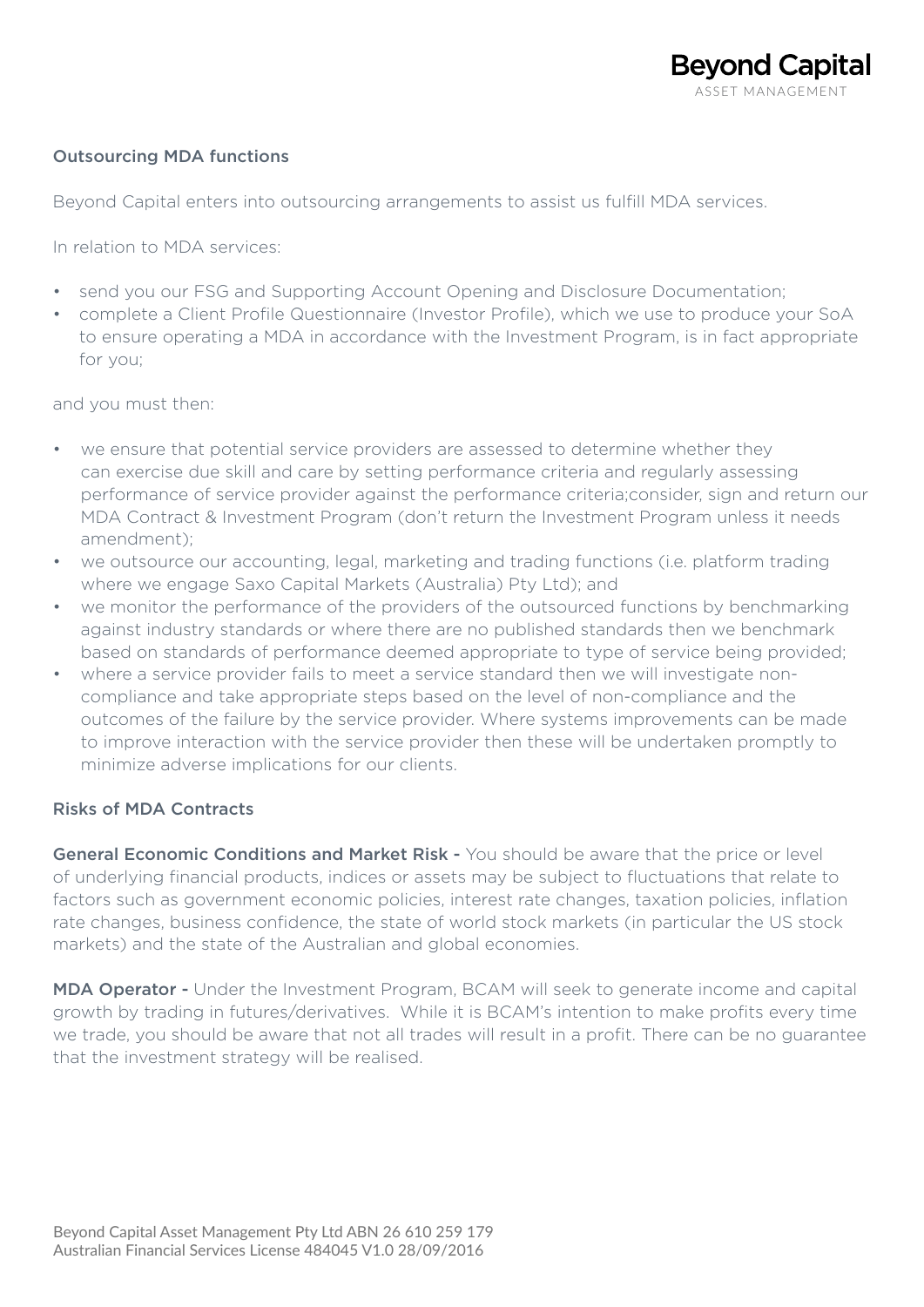### Outsourcing MDA functions

Beyond Capital enters into outsourcing arrangements to assist us fulfill MDA services.

In relation to MDA services:

- send you our FSG and Supporting Account Opening and Disclosure Documentation;
- complete a Client Profile Questionnaire (Investor Profile), which we use to produce your SoA to ensure operating a MDA in accordance with the Investment Program, is in fact appropriate for you;

and you must then:

- we ensure that potential service providers are assessed to determine whether they can exercise due skill and care by setting performance criteria and regularly assessing performance of service provider against the performance criteria;consider, sign and return our MDA Contract & Investment Program (don't return the Investment Program unless it needs amendment);
- we outsource our accounting, legal, marketing and trading functions (i.e. platform trading where we engage Saxo Capital Markets (Australia) Pty Ltd); and
- we monitor the performance of the providers of the outsourced functions by benchmarking against industry standards or where there are no published standards then we benchmark based on standards of performance deemed appropriate to type of service being provided;
- where a service provider fails to meet a service standard then we will investigate non-compliance and take appropriate steps based on the level of non-compliance and the outcomes of the failure by the service provider. Where systems improvements can be made to improve interaction with the service provider then these will be undertaken promptly to minimize adverse implications for our clients.

### Risks of MDA Contracts

**General Economic Conditions and Market Risk -** You should be aware that the price or level of underlying financial products, indices or assets may be subject to fluctuations that relate to factors such as government economic policies, interest rate changes, taxation policies, inflation rate changes, business confidence, the state of world stock markets (in particular the US stock markets) and the state of the Australian and global economies.

**MDA Operator -** Under the Investment Program, BCAM will seek to generate income and capital growth by trading in futures/derivatives. While it is BCAM's intention to make profits every time we trade, you should be aware that not all trades will result in a profit. There can be no guarantee that the investment strategy will be realised.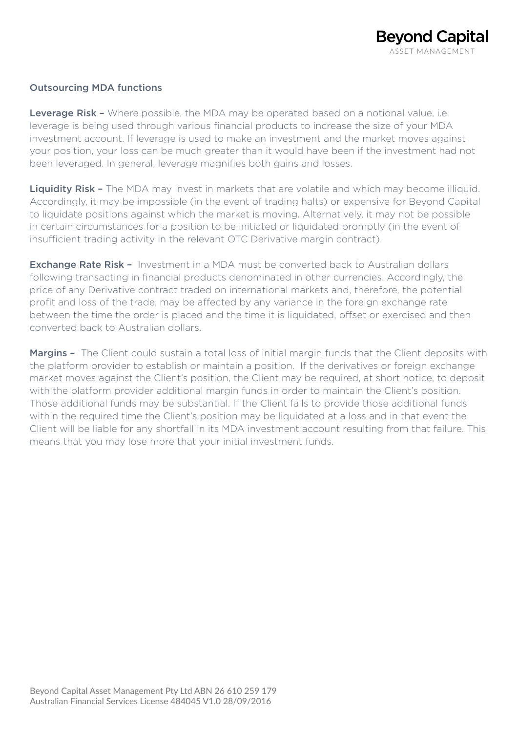## Outsourcing MDA functions

**Leverage Risk –** Where possible, the MDA may be operated based on a notional value, i.e. leverage is being used through various financial products to increase the size of your MDA investment account. If leverage is used to make an investment and the market moves against your position, your loss can be much greater than it would have been if the investment had not been leveraged. In general, leverage magnifies both gains and losses.

**Liquidity Risk –** The MDA may invest in markets that are volatile and which may become illiquid. Accordingly, it may be impossible (in the event of trading halts) or expensive for Beyond Capital to liquidate positions against which the market is moving. Alternatively, it may not be possible in certain circumstances for a position to be initiated or liquidated promptly (in the event of insufficient trading activity in the relevant OTC Derivative margin contract).

**Exchange Rate Risk –** Investment in a MDA must be converted back to Australian dollars following transacting in financial products denominated in other currencies. Accordingly, the price of any Derivative contract traded on international markets and, therefore, the potential profit and loss of the trade, may be affected by any variance in the foreign exchange rate between the time the order is placed and the time it is liquidated, offset or exercised and then converted back to Australian dollars.

**Margins –** The Client could sustain a total loss of initial margin funds that the Client deposits with the platform provider to establish or maintain a position. If the derivatives or foreign exchange market moves against the Client's position, the Client may be required, at short notice, to deposit with the platform provider additional margin funds in order to maintain the Client's position. Those additional funds may be substantial. If the Client fails to provide those additional funds within the required time the Client's position may be liquidated at a loss and in that event the Client will be liable for any shortfall in its MDA investment account resulting from that failure. This means that you may lose more that your initial investment funds.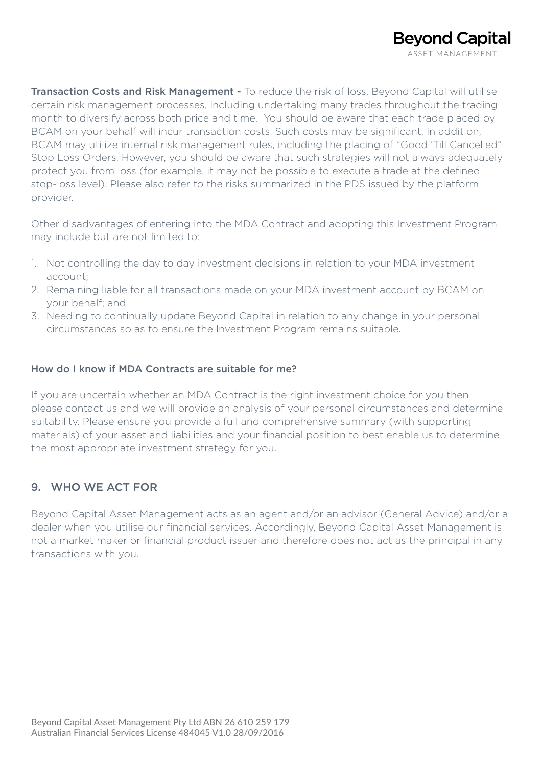**Transaction Costs and Risk Management -** To reduce the risk of loss, Beyond Capital will utilise certain risk management processes, including undertaking many trades throughout the trading month to diversify across both price and time. You should be aware that each trade placed by BCAM on your behalf will incur transaction costs. Such costs may be significant. In addition, BCAM may utilize internal risk management rules, including the placing of "Good 'Till Cancelled" Stop Loss Orders. However, you should be aware that such strategies will not always adequately protect you from loss (for example, it may not be possible to execute a trade at the defined stop-loss level). Please also refer to the risks summarized in the PDS issued by the platform provider.

Other disadvantages of entering into the MDA Contract and adopting this Investment Program may include but are not limited to:

1. Not controlling the day to day investment decisions in relation to your MDA investment account;
2. Remaining liable for all transactions made on your MDA investment account by BCAM on your behalf; and
3. Needing to continually update Beyond Capital in relation to any change in your personal circumstances so as to ensure the Investment Program remains suitable.

#### How do I know if MDA Contracts are suitable for me?

If you are uncertain whether an MDA Contract is the right investment choice for you then please contact us and we will provide an analysis of your personal circumstances and determine suitability. Please ensure you provide a full and comprehensive summary (with supporting materials) of your asset and liabilities and your financial position to best enable us to determine the most appropriate investment strategy for you.

## 9. WHO WE ACT FOR

Beyond Capital Asset Management acts as an agent and/or an advisor (General Advice) and/or a dealer when you utilise our financial services. Accordingly, Beyond Capital Asset Management is not a market maker or financial product issuer and therefore does not act as the principal in any transactions with you.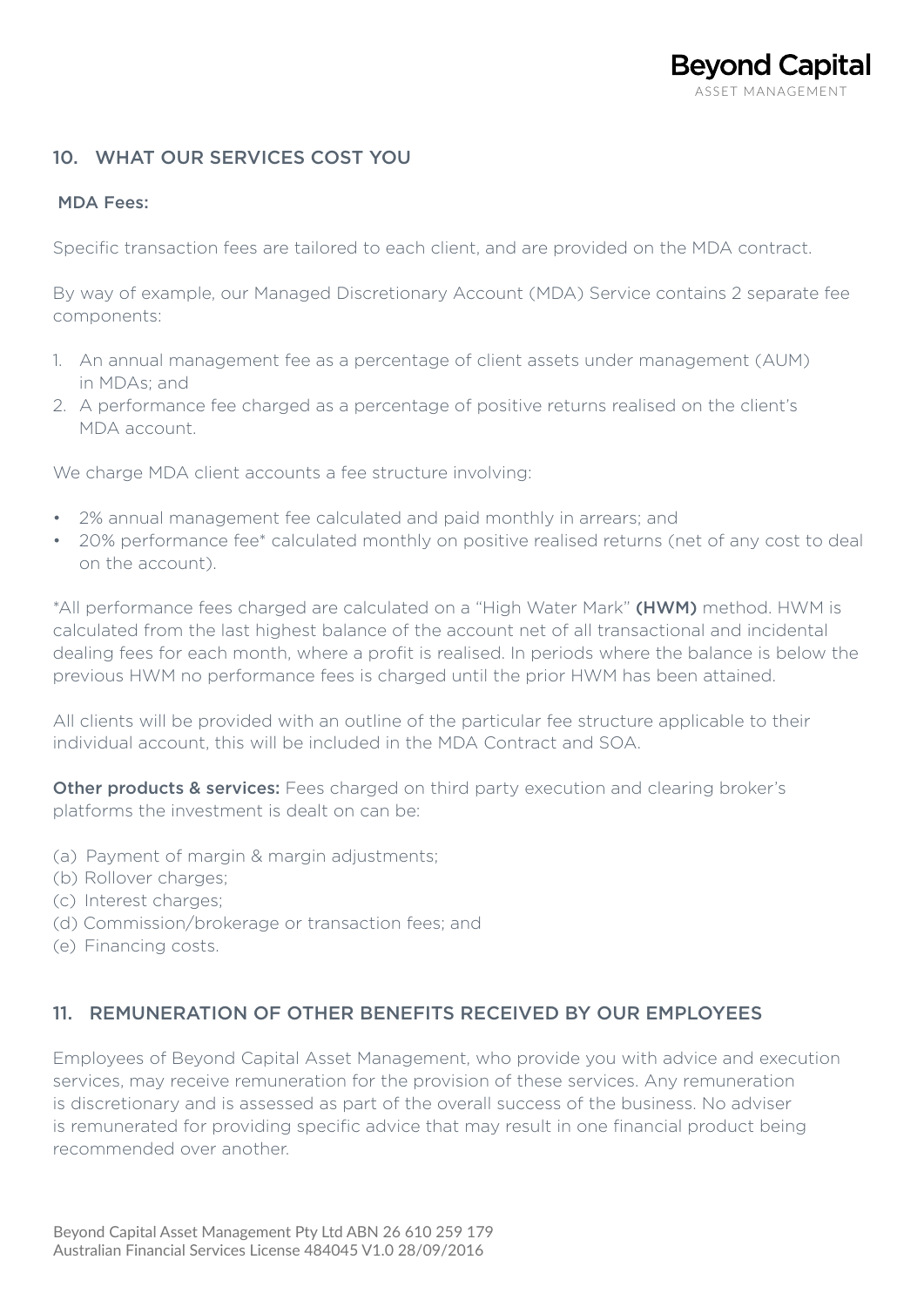## 10. WHAT OUR SERVICES COST YOU

### MDA Fees:

Specific transaction fees are tailored to each client, and are provided on the MDA contract.

By way of example, our Managed Discretionary Account (MDA) Service contains 2 separate fee components:

1. An annual management fee as a percentage of client assets under management (AUM) in MDAs; and
2. A performance fee charged as a percentage of positive returns realised on the client's MDA account.

We charge MDA client accounts a fee structure involving:

- 2% annual management fee calculated and paid monthly in arrears; and
- 20% performance fee* calculated monthly on positive realised returns (net of any cost to deal on the account).

*All performance fees charged are calculated on a "High Water Mark" **(HWM)** method. HWM is calculated from the last highest balance of the account net of all transactional and incidental dealing fees for each month, where a profit is realised. In periods where the balance is below the previous HWM no performance fees is charged until the prior HWM has been attained.

All clients will be provided with an outline of the particular fee structure applicable to their individual account, this will be included in the MDA Contract and SOA.

**Other products & services:** Fees charged on third party execution and clearing broker's platforms the investment is dealt on can be:

(a) Payment of margin & margin adjustments;
(b) Rollover charges;
(c) Interest charges;
(d) Commission/brokerage or transaction fees; and
(e) Financing costs.

## 11. REMUNERATION OF OTHER BENEFITS RECEIVED BY OUR EMPLOYEES

Employees of Beyond Capital Asset Management, who provide you with advice and execution services, may receive remuneration for the provision of these services. Any remuneration is discretionary and is assessed as part of the overall success of the business. No adviser is remunerated for providing specific advice that may result in one financial product being recommended over another.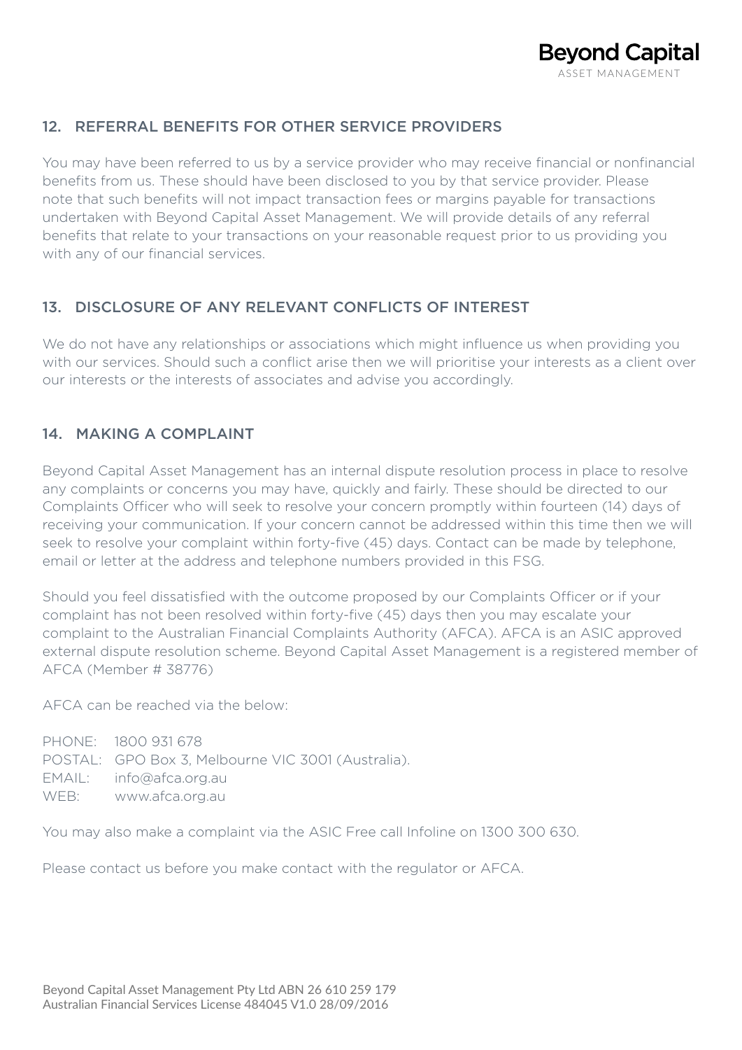## 12. REFERRAL BENEFITS FOR OTHER SERVICE PROVIDERS

You may have been referred to us by a service provider who may receive financial or nonfinancial benefits from us. These should have been disclosed to you by that service provider. Please note that such benefits will not impact transaction fees or margins payable for transactions undertaken with Beyond Capital Asset Management. We will provide details of any referral benefits that relate to your transactions on your reasonable request prior to us providing you with any of our financial services.

## 13. DISCLOSURE OF ANY RELEVANT CONFLICTS OF INTEREST

We do not have any relationships or associations which might influence us when providing you with our services. Should such a conflict arise then we will prioritise your interests as a client over our interests or the interests of associates and advise you accordingly.

## 14. MAKING A COMPLAINT

Beyond Capital Asset Management has an internal dispute resolution process in place to resolve any complaints or concerns you may have, quickly and fairly. These should be directed to our Complaints Officer who will seek to resolve your concern promptly within fourteen (14) days of receiving your communication. If your concern cannot be addressed within this time then we will seek to resolve your complaint within forty-five (45) days. Contact can be made by telephone, email or letter at the address and telephone numbers provided in this FSG.

Should you feel dissatisfied with the outcome proposed by our Complaints Officer or if your complaint has not been resolved within forty-five (45) days then you may escalate your complaint to the Australian Financial Complaints Authority (AFCA). AFCA is an ASIC approved external dispute resolution scheme. Beyond Capital Asset Management is a registered member of AFCA (Member # 38776)

AFCA can be reached via the below:

PHONE: 1800 931 678
POSTAL: GPO Box 3, Melbourne VIC 3001 (Australia).
EMAIL: info@afca.org.au
WEB: www.afca.org.au

You may also make a complaint via the ASIC Free call Infoline on 1300 300 630.

Please contact us before you make contact with the regulator or AFCA.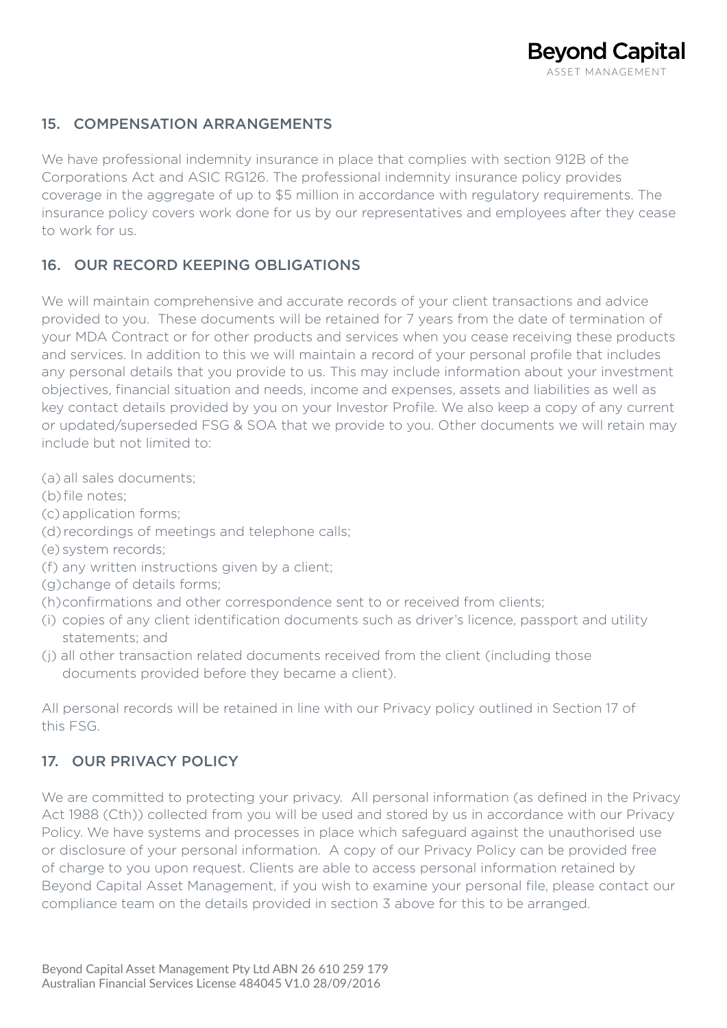## 15. COMPENSATION ARRANGEMENTS

We have professional indemnity insurance in place that complies with section 912B of the Corporations Act and ASIC RG126. The professional indemnity insurance policy provides coverage in the aggregate of up to $5 million in accordance with regulatory requirements. The insurance policy covers work done for us by our representatives and employees after they cease to work for us.

## 16. OUR RECORD KEEPING OBLIGATIONS

We will maintain comprehensive and accurate records of your client transactions and advice provided to you. These documents will be retained for 7 years from the date of termination of your MDA Contract or for other products and services when you cease receiving these products and services. In addition to this we will maintain a record of your personal profile that includes any personal details that you provide to us. This may include information about your investment objectives, financial situation and needs, income and expenses, assets and liabilities as well as key contact details provided by you on your Investor Profile. We also keep a copy of any current or updated/superseded FSG & SOA that we provide to you. Other documents we will retain may include but not limited to:

(a) all sales documents;
(b) file notes;
(c) application forms;
(d) recordings of meetings and telephone calls;
(e) system records;
(f) any written instructions given by a client;
(g) change of details forms;
(h) confirmations and other correspondence sent to or received from clients;
(i) copies of any client identification documents such as driver's licence, passport and utility statements; and
(j) all other transaction related documents received from the client (including those documents provided before they became a client).

All personal records will be retained in line with our Privacy policy outlined in Section 17 of this FSG.

## 17. OUR PRIVACY POLICY

We are committed to protecting your privacy. All personal information (as defined in the Privacy Act 1988 (Cth)) collected from you will be used and stored by us in accordance with our Privacy Policy. We have systems and processes in place which safeguard against the unauthorised use or disclosure of your personal information. A copy of our Privacy Policy can be provided free of charge to you upon request. Clients are able to access personal information retained by Beyond Capital Asset Management, if you wish to examine your personal file, please contact our compliance team on the details provided in section 3 above for this to be arranged.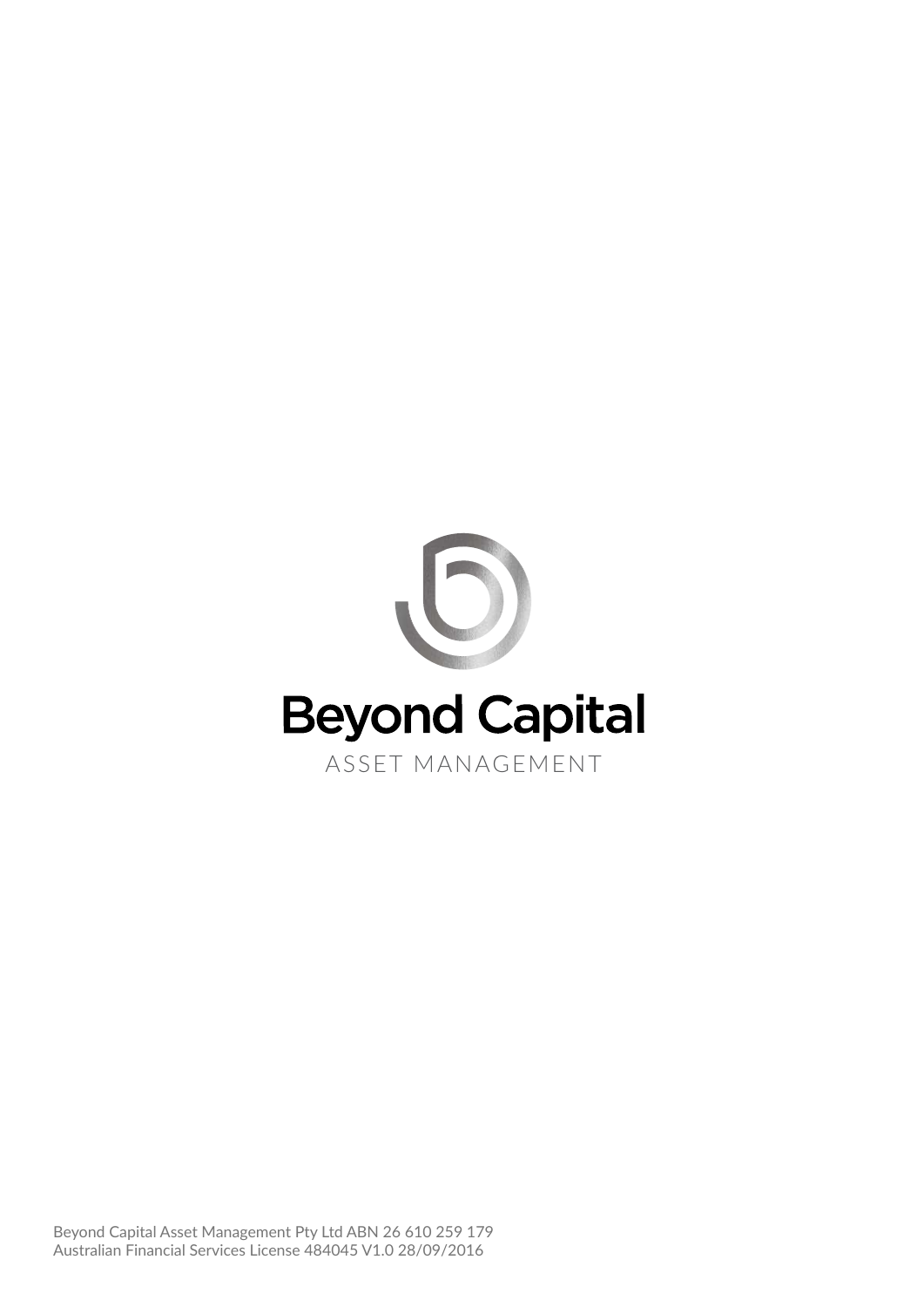Beyond Capital

ASSET MANAGEMENT

Beyond Capital Asset Management Pty Ltd ABN 26 610 259 179
Australian Financial Services License 484045 V1.0 28/09/2016